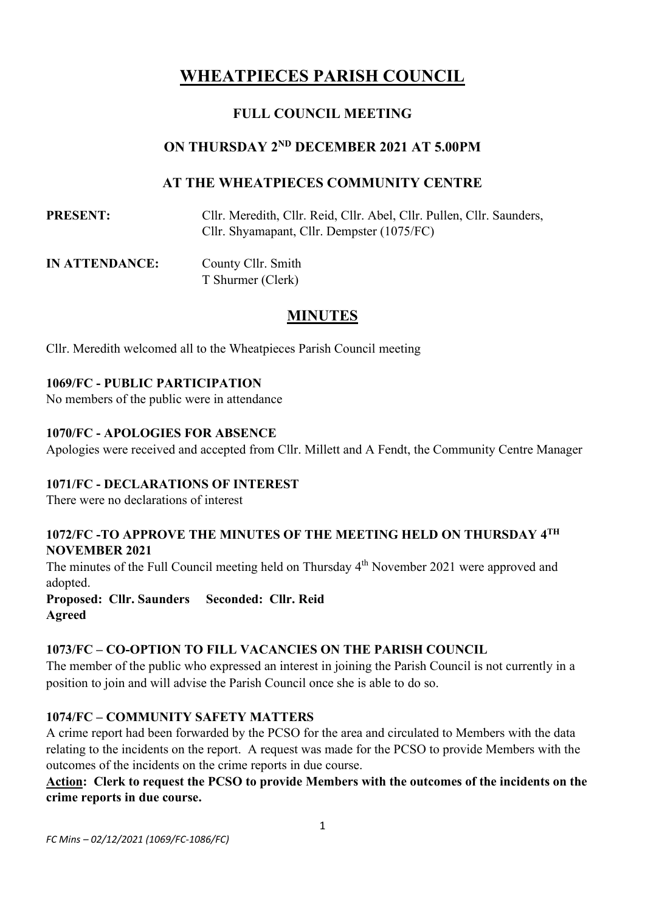# WHEATPIECES PARISH COUNCIL

## FULL COUNCIL MEETING

## ON THURSDAY 2ND DECEMBER 2021 AT 5.00PM

## AT THE WHEATPIECES COMMUNITY CENTRE

**PRESENT:** Cllr. Meredith, Cllr. Reid, Cllr. Abel, Cllr. Pullen, Cllr. Saunders, Cllr. Shyamapant, Cllr. Dempster (1075/FC)

**IN ATTENDANCE:** County Cllr. Smith
T Shurmer (Clerk)

## MINUTES

Cllr. Meredith welcomed all to the Wheatpieces Parish Council meeting

### 1069/FC - PUBLIC PARTICIPATION

No members of the public were in attendance

### 1070/FC - APOLOGIES FOR ABSENCE

Apologies were received and accepted from Cllr. Millett and A Fendt, the Community Centre Manager

### 1071/FC - DECLARATIONS OF INTEREST

There were no declarations of interest

### 1072/FC -TO APPROVE THE MINUTES OF THE MEETING HELD ON THURSDAY 4TH NOVEMBER 2021

The minutes of the Full Council meeting held on Thursday 4th November 2021 were approved and adopted.

**Proposed: Cllr. Saunders Seconded: Cllr. Reid**
**Agreed**

### 1073/FC – CO-OPTION TO FILL VACANCIES ON THE PARISH COUNCIL

The member of the public who expressed an interest in joining the Parish Council is not currently in a position to join and will advise the Parish Council once she is able to do so.

### 1074/FC – COMMUNITY SAFETY MATTERS

A crime report had been forwarded by the PCSO for the area and circulated to Members with the data relating to the incidents on the report. A request was made for the PCSO to provide Members with the outcomes of the incidents on the crime reports in due course.

**Action: Clerk to request the PCSO to provide Members with the outcomes of the incidents on the crime reports in due course.**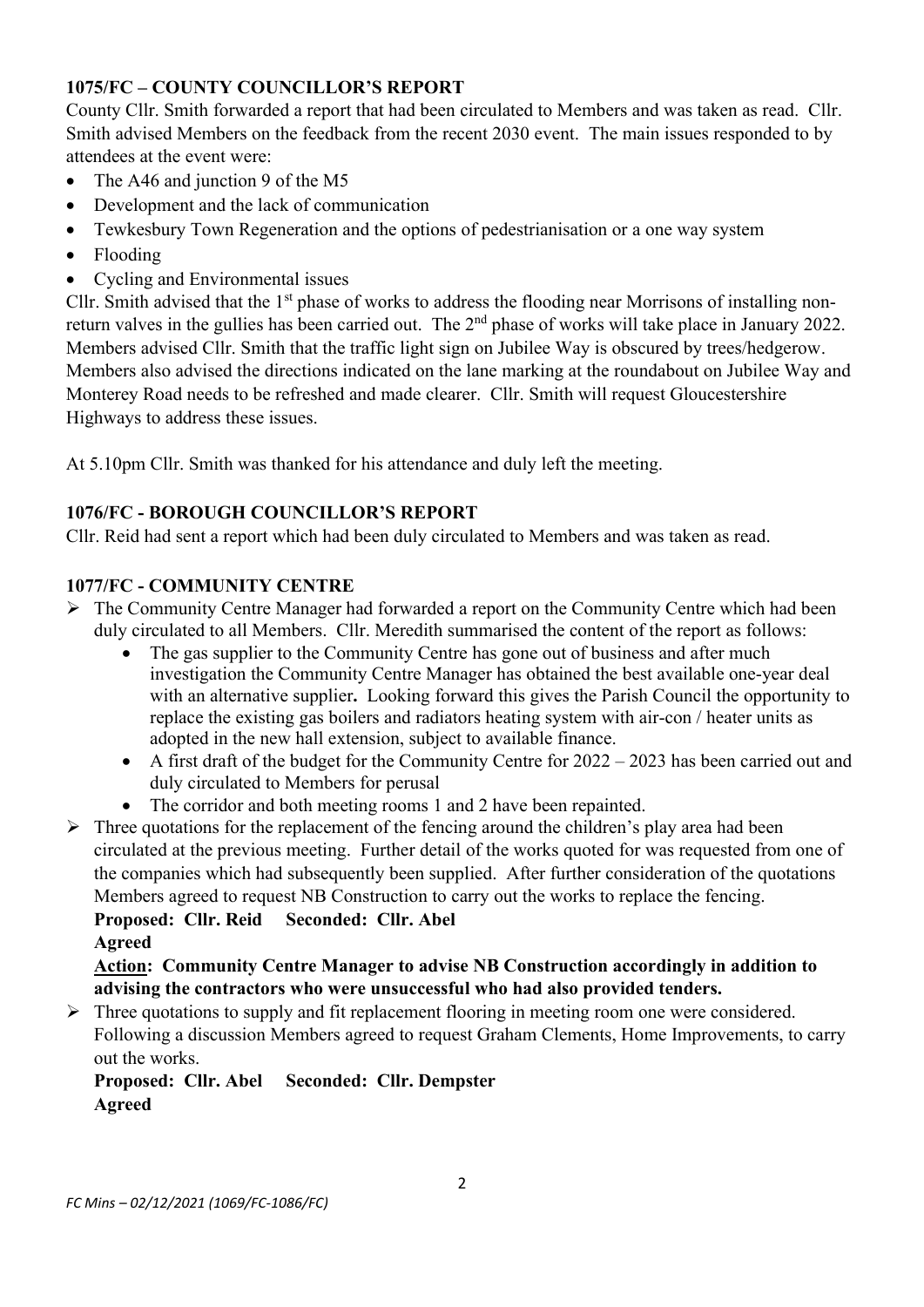### 1075/FC – COUNTY COUNCILLOR'S REPORT

County Cllr. Smith forwarded a report that had been circulated to Members and was taken as read. Cllr. Smith advised Members on the feedback from the recent 2030 event. The main issues responded to by attendees at the event were:

- The A46 and junction 9 of the M5
- Development and the lack of communication
- Tewkesbury Town Regeneration and the options of pedestrianisation or a one way system
- Flooding
- Cycling and Environmental issues

Cllr. Smith advised that the 1st phase of works to address the flooding near Morrisons of installing non-return valves in the gullies has been carried out. The 2nd phase of works will take place in January 2022. Members advised Cllr. Smith that the traffic light sign on Jubilee Way is obscured by trees/hedgerow. Members also advised the directions indicated on the lane marking at the roundabout on Jubilee Way and Monterey Road needs to be refreshed and made clearer. Cllr. Smith will request Gloucestershire Highways to address these issues.

At 5.10pm Cllr. Smith was thanked for his attendance and duly left the meeting.

### 1076/FC - BOROUGH COUNCILLOR'S REPORT

Cllr. Reid had sent a report which had been duly circulated to Members and was taken as read.

### 1077/FC - COMMUNITY CENTRE

- The Community Centre Manager had forwarded a report on the Community Centre which had been duly circulated to all Members. Cllr. Meredith summarised the content of the report as follows:
  - The gas supplier to the Community Centre has gone out of business and after much investigation the Community Centre Manager has obtained the best available one-year deal with an alternative supplier**.** Looking forward this gives the Parish Council the opportunity to replace the existing gas boilers and radiators heating system with air-con / heater units as adopted in the new hall extension, subject to available finance.
  - A first draft of the budget for the Community Centre for 2022 – 2023 has been carried out and duly circulated to Members for perusal
  - The corridor and both meeting rooms 1 and 2 have been repainted.
- Three quotations for the replacement of the fencing around the children's play area had been circulated at the previous meeting. Further detail of the works quoted for was requested from one of the companies which had subsequently been supplied. After further consideration of the quotations Members agreed to request NB Construction to carry out the works to replace the fencing.

  **Proposed: Cllr. Reid Seconded: Cllr. Abel**
  **Agreed**

  **<u>Action</u>: Community Centre Manager to advise NB Construction accordingly in addition to advising the contractors who were unsuccessful who had also provided tenders.**
- Three quotations to supply and fit replacement flooring in meeting room one were considered. Following a discussion Members agreed to request Graham Clements, Home Improvements, to carry out the works.

  **Proposed: Cllr. Abel Seconded: Cllr. Dempster**
  **Agreed**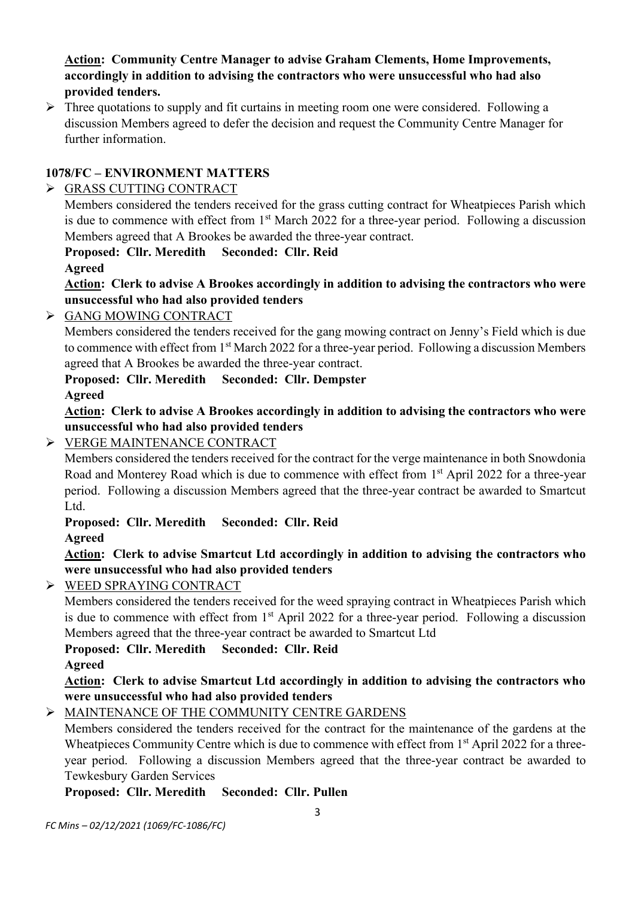**<u>Action</u>: Community Centre Manager to advise Graham Clements, Home Improvements, accordingly in addition to advising the contractors who were unsuccessful who had also provided tenders.**

- Three quotations to supply and fit curtains in meeting room one were considered. Following a discussion Members agreed to defer the decision and request the Community Centre Manager for further information.

**1078/FC – ENVIRONMENT MATTERS**

- <u>GRASS CUTTING CONTRACT</u>

  Members considered the tenders received for the grass cutting contract for Wheatpieces Parish which is due to commence with effect from 1st March 2022 for a three-year period. Following a discussion Members agreed that A Brookes be awarded the three-year contract.

  **Proposed: Cllr. Meredith Seconded: Cllr. Reid**

  **Agreed**

  **<u>Action</u>: Clerk to advise A Brookes accordingly in addition to advising the contractors who were unsuccessful who had also provided tenders**

- <u>GANG MOWING CONTRACT</u>

  Members considered the tenders received for the gang mowing contract on Jenny's Field which is due to commence with effect from 1st March 2022 for a three-year period. Following a discussion Members agreed that A Brookes be awarded the three-year contract.

  **Proposed: Cllr. Meredith Seconded: Cllr. Dempster**

  **Agreed**

  **<u>Action</u>: Clerk to advise A Brookes accordingly in addition to advising the contractors who were unsuccessful who had also provided tenders**

- <u>VERGE MAINTENANCE CONTRACT</u>

  Members considered the tenders received for the contract for the verge maintenance in both Snowdonia Road and Monterey Road which is due to commence with effect from 1st April 2022 for a three-year period. Following a discussion Members agreed that the three-year contract be awarded to Smartcut Ltd.

  **Proposed: Cllr. Meredith Seconded: Cllr. Reid**

  **Agreed**

  **<u>Action</u>: Clerk to advise Smartcut Ltd accordingly in addition to advising the contractors who were unsuccessful who had also provided tenders**

- <u>WEED SPRAYING CONTRACT</u>

  Members considered the tenders received for the weed spraying contract in Wheatpieces Parish which is due to commence with effect from 1st April 2022 for a three-year period. Following a discussion Members agreed that the three-year contract be awarded to Smartcut Ltd

  **Proposed: Cllr. Meredith Seconded: Cllr. Reid**

  **Agreed**

  **<u>Action</u>: Clerk to advise Smartcut Ltd accordingly in addition to advising the contractors who were unsuccessful who had also provided tenders**

- <u>MAINTENANCE OF THE COMMUNITY CENTRE GARDENS</u>

  Members considered the tenders received for the contract for the maintenance of the gardens at the Wheatpieces Community Centre which is due to commence with effect from 1st April 2022 for a three-year period. Following a discussion Members agreed that the three-year contract be awarded to Tewkesbury Garden Services

  **Proposed: Cllr. Meredith Seconded: Cllr. Pullen**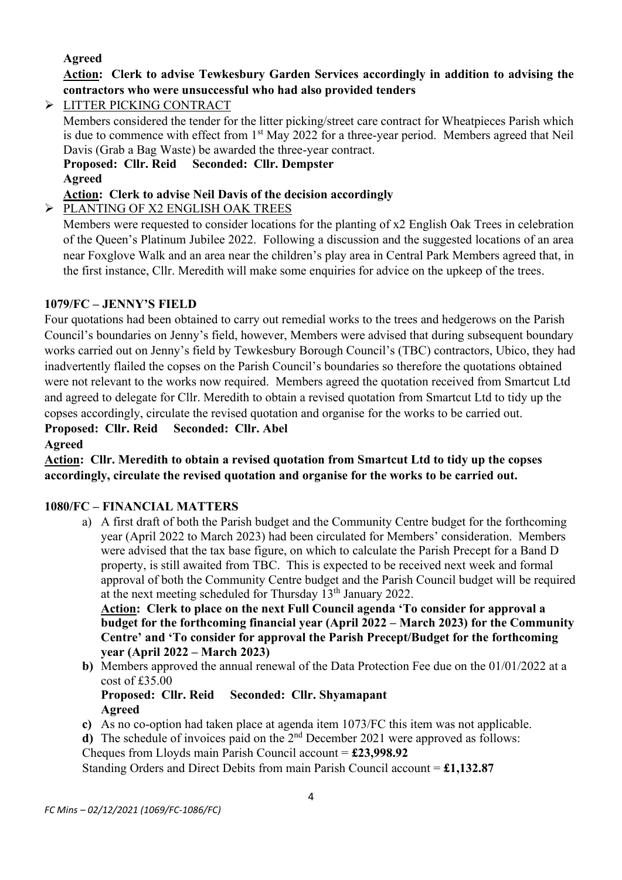**Agreed**

**Action: Clerk to advise Tewkesbury Garden Services accordingly in addition to advising the contractors who were unsuccessful who had also provided tenders**

- LITTER PICKING CONTRACT

  Members considered the tender for the litter picking/street care contract for Wheatpieces Parish which is due to commence with effect from 1st May 2022 for a three-year period. Members agreed that Neil Davis (Grab a Bag Waste) be awarded the three-year contract.

  **Proposed: Cllr. Reid Seconded: Cllr. Dempster**

  **Agreed**

  **Action: Clerk to advise Neil Davis of the decision accordingly**

- PLANTING OF X2 ENGLISH OAK TREES

  Members were requested to consider locations for the planting of x2 English Oak Trees in celebration of the Queen's Platinum Jubilee 2022. Following a discussion and the suggested locations of an area near Foxglove Walk and an area near the children's play area in Central Park Members agreed that, in the first instance, Cllr. Meredith will make some enquiries for advice on the upkeep of the trees.

**1079/FC – JENNY'S FIELD**

Four quotations had been obtained to carry out remedial works to the trees and hedgerows on the Parish Council's boundaries on Jenny's field, however, Members were advised that during subsequent boundary works carried out on Jenny's field by Tewkesbury Borough Council's (TBC) contractors, Ubico, they had inadvertently flailed the copses on the Parish Council's boundaries so therefore the quotations obtained were not relevant to the works now required. Members agreed the quotation received from Smartcut Ltd and agreed to delegate for Cllr. Meredith to obtain a revised quotation from Smartcut Ltd to tidy up the copses accordingly, circulate the revised quotation and organise for the works to be carried out.

**Proposed: Cllr. Reid Seconded: Cllr. Abel**

**Agreed**

**Action: Cllr. Meredith to obtain a revised quotation from Smartcut Ltd to tidy up the copses accordingly, circulate the revised quotation and organise for the works to be carried out.**

**1080/FC – FINANCIAL MATTERS**

a) A first draft of both the Parish budget and the Community Centre budget for the forthcoming year (April 2022 to March 2023) had been circulated for Members' consideration. Members were advised that the tax base figure, on which to calculate the Parish Precept for a Band D property, is still awaited from TBC. This is expected to be received next week and formal approval of both the Community Centre budget and the Parish Council budget will be required at the next meeting scheduled for Thursday 13th January 2022.

   **Action: Clerk to place on the next Full Council agenda 'To consider for approval a budget for the forthcoming financial year (April 2022 – March 2023) for the Community Centre' and 'To consider for approval the Parish Precept/Budget for the forthcoming year (April 2022 – March 2023)**

**b)** Members approved the annual renewal of the Data Protection Fee due on the 01/01/2022 at a cost of £35.00

   **Proposed: Cllr. Reid Seconded: Cllr. Shyamapant**

   **Agreed**

**c)** As no co-option had taken place at agenda item 1073/FC this item was not applicable.

**d)** The schedule of invoices paid on the 2nd December 2021 were approved as follows:

Cheques from Lloyds main Parish Council account = **£23,998.92**

Standing Orders and Direct Debits from main Parish Council account = **£1,132.87**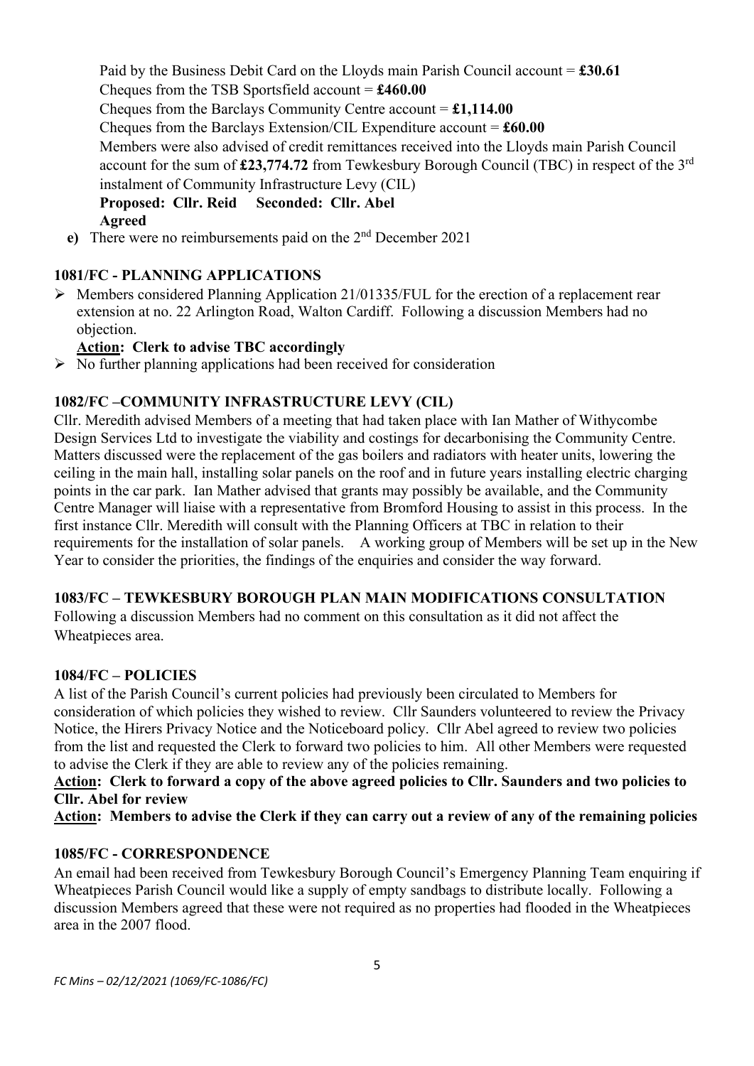Paid by the Business Debit Card on the Lloyds main Parish Council account = **£30.61**
Cheques from the TSB Sportsfield account = **£460.00**
Cheques from the Barclays Community Centre account = **£1,114.00**
Cheques from the Barclays Extension/CIL Expenditure account = **£60.00**
Members were also advised of credit remittances received into the Lloyds main Parish Council account for the sum of **£23,774.72** from Tewkesbury Borough Council (TBC) in respect of the 3rd instalment of Community Infrastructure Levy (CIL)
**Proposed: Cllr. Reid Seconded: Cllr. Abel**
**Agreed**

**e)** There were no reimbursements paid on the 2nd December 2021

## 1081/FC - PLANNING APPLICATIONS

- Members considered Planning Application 21/01335/FUL for the erection of a replacement rear extension at no. 22 Arlington Road, Walton Cardiff. Following a discussion Members had no objection.
  **Action: Clerk to advise TBC accordingly**
- No further planning applications had been received for consideration

## 1082/FC –COMMUNITY INFRASTRUCTURE LEVY (CIL)

Cllr. Meredith advised Members of a meeting that had taken place with Ian Mather of Withycombe Design Services Ltd to investigate the viability and costings for decarbonising the Community Centre. Matters discussed were the replacement of the gas boilers and radiators with heater units, lowering the ceiling in the main hall, installing solar panels on the roof and in future years installing electric charging points in the car park. Ian Mather advised that grants may possibly be available, and the Community Centre Manager will liaise with a representative from Bromford Housing to assist in this process. In the first instance Cllr. Meredith will consult with the Planning Officers at TBC in relation to their requirements for the installation of solar panels. A working group of Members will be set up in the New Year to consider the priorities, the findings of the enquiries and consider the way forward.

## 1083/FC – TEWKESBURY BOROUGH PLAN MAIN MODIFICATIONS CONSULTATION

Following a discussion Members had no comment on this consultation as it did not affect the Wheatpieces area.

## 1084/FC – POLICIES

A list of the Parish Council's current policies had previously been circulated to Members for consideration of which policies they wished to review. Cllr Saunders volunteered to review the Privacy Notice, the Hirers Privacy Notice and the Noticeboard policy. Cllr Abel agreed to review two policies from the list and requested the Clerk to forward two policies to him. All other Members were requested to advise the Clerk if they are able to review any of the policies remaining.

**Action: Clerk to forward a copy of the above agreed policies to Cllr. Saunders and two policies to Cllr. Abel for review**

**Action: Members to advise the Clerk if they can carry out a review of any of the remaining policies**

## 1085/FC - CORRESPONDENCE

An email had been received from Tewkesbury Borough Council's Emergency Planning Team enquiring if Wheatpieces Parish Council would like a supply of empty sandbags to distribute locally. Following a discussion Members agreed that these were not required as no properties had flooded in the Wheatpieces area in the 2007 flood.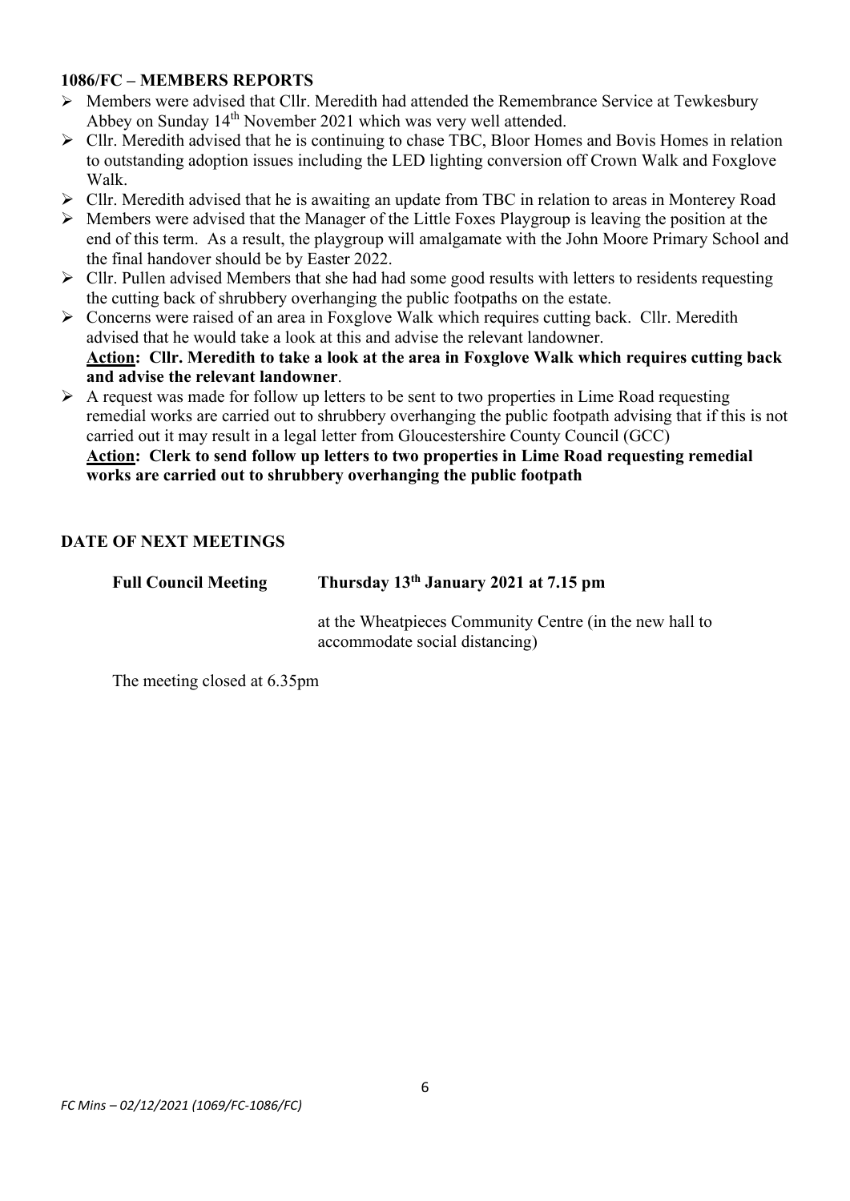### 1086/FC – MEMBERS REPORTS

- Members were advised that Cllr. Meredith had attended the Remembrance Service at Tewkesbury Abbey on Sunday 14th November 2021 which was very well attended.
- Cllr. Meredith advised that he is continuing to chase TBC, Bloor Homes and Bovis Homes in relation to outstanding adoption issues including the LED lighting conversion off Crown Walk and Foxglove Walk.
- Cllr. Meredith advised that he is awaiting an update from TBC in relation to areas in Monterey Road
- Members were advised that the Manager of the Little Foxes Playgroup is leaving the position at the end of this term. As a result, the playgroup will amalgamate with the John Moore Primary School and the final handover should be by Easter 2022.
- Cllr. Pullen advised Members that she had had some good results with letters to residents requesting the cutting back of shrubbery overhanging the public footpaths on the estate.
- Concerns were raised of an area in Foxglove Walk which requires cutting back. Cllr. Meredith advised that he would take a look at this and advise the relevant landowner.
  **Action: Cllr. Meredith to take a look at the area in Foxglove Walk which requires cutting back and advise the relevant landowner**.
- A request was made for follow up letters to be sent to two properties in Lime Road requesting remedial works are carried out to shrubbery overhanging the public footpath advising that if this is not carried out it may result in a legal letter from Gloucestershire County Council (GCC)
  **Action: Clerk to send follow up letters to two properties in Lime Road requesting remedial works are carried out to shrubbery overhanging the public footpath**

### DATE OF NEXT MEETINGS

**Full Council Meeting** **Thursday 13th January 2021 at 7.15 pm**

at the Wheatpieces Community Centre (in the new hall to accommodate social distancing)

The meeting closed at 6.35pm

*FC Mins – 02/12/2021 (1069/FC-1086/FC)*